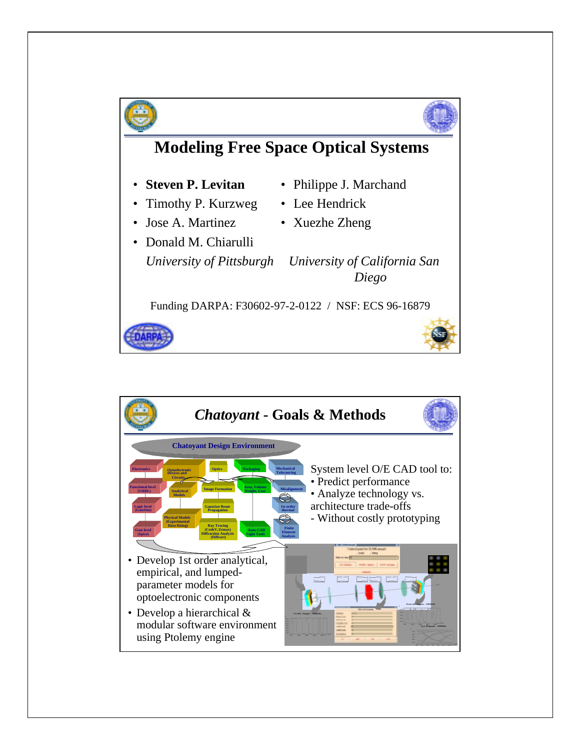# Modeling Free Space Optical Systems

- **Steven P. Levitan**
- Timothy P. Kurzweg
- Jose A. Martinez
- Donald M. Chiarulli

*University of Pittsburgh*

- Philippe J. Marchand
- Lee Hendrick
- Xuezhe Zheng

*University of California San Diego*

Funding DARPA: F30602-97-2-0122 / NSF: ECS 96-16879

## *Chatoyant* - Goals & Methods

Chatoyant Design Environment

| Electronics | Optoelectronic Devices and Circuits | Optics | Packaging | Mechanical Tolerancing |
|---|---|---|---|---|
| Functional level (VHDL) | Analytical Models | Image Formation | Area, Volume Weight, Cost | Misalignment |
| Logic level (GateSim) | Physical Models (Experimental Data fitting) | Gaussian Beam Propagation | Auto-CAD Light Tools | 1st order thermal |
| Gate level (Spice) | | Ray Tracing (CodeV, Zemax) Diffraction Analysis (Diffract) | | Finite Element Analysis |

System level O/E CAD tool to:
- Predict performance
- Analyze technology vs. architecture trade-offs
  - Without costly prototyping

- Develop 1st order analytical, empirical, and lumped-parameter models for optoelectronic components
- Develop a hierarchical & modular software environment using Ptolemy engine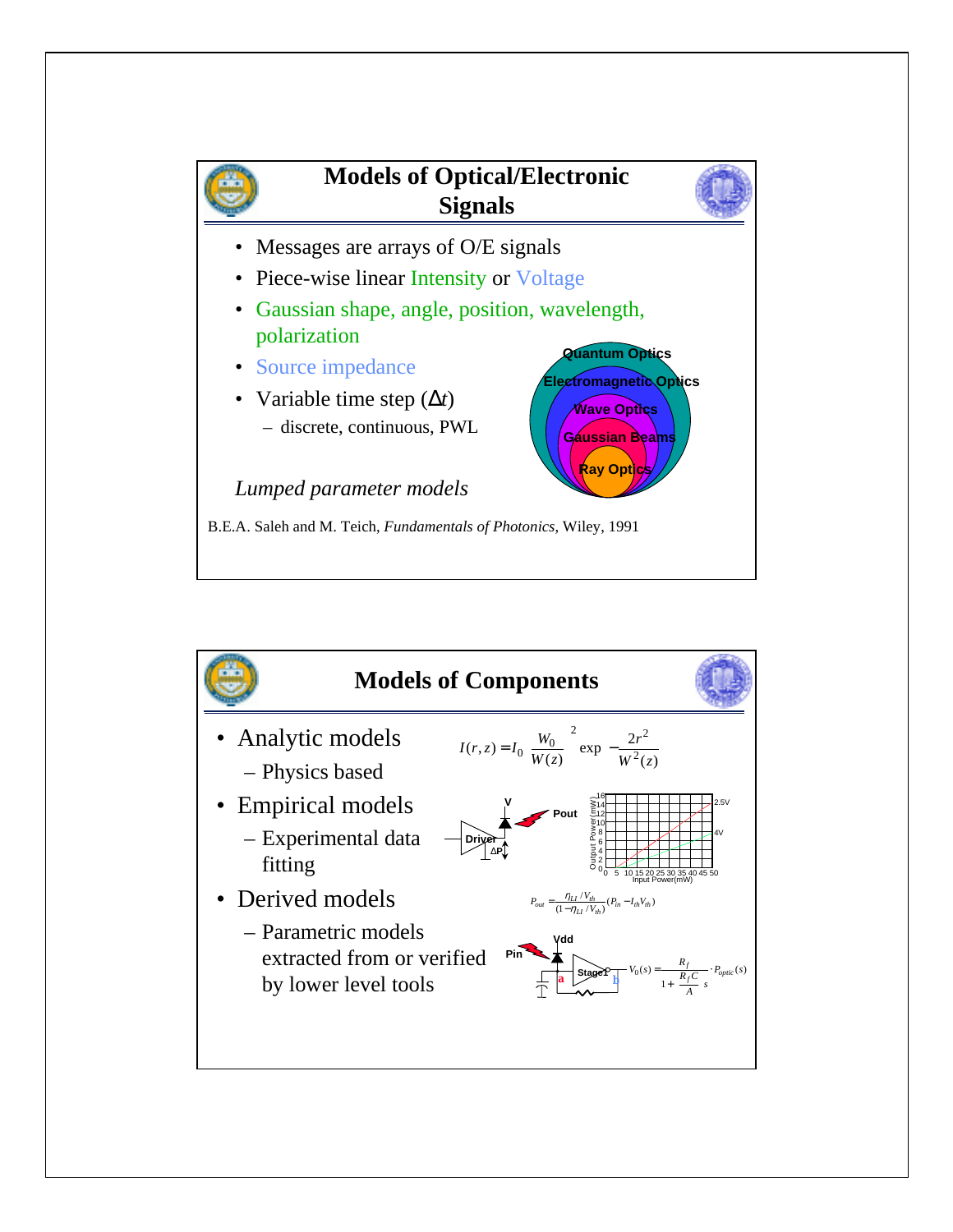## Models of Optical/Electronic Signals

- Messages are arrays of O/E signals
- Piece-wise linear Intensity or Voltage
- Gaussian shape, angle, position, wavelength, polarization
- Source impedance
- Variable time step ($\Delta t$)
  - discrete, continuous, PWL

Quantum Optics

Electromagnetic Optics

Wave Optics

Gaussian Beams

Ray Optics

*Lumped parameter models*

B.E.A. Saleh and M. Teich, *Fundamentals of Photonics*, Wiley, 1991

## Models of Components

- Analytic models
  - Physics based
- Empirical models
  - Experimental data fitting
- Derived models
  - Parametric models extracted from or verified by lower level tools

$$I(r,z) = I_0 \left[\frac{W_0}{W(z)}\right]^2 \exp\left(-\frac{2r^2}{W^2(z)}\right)$$

V, Pout, Driver, ΔP

Output Power(mW) vs. Input Power(mW): 2.5V, 4V

$$P_{out} = \frac{\eta_{LI}/V_{th}}{(1-\eta_{LI}/V_{th})}(P_{in} - I_{th}V_{th})$$

Pin, Vdd, a, Stage1, b

$$V_0(s) = \frac{R_f}{1 + \frac{R_f C}{A} s} \cdot P_{optic}(s)$$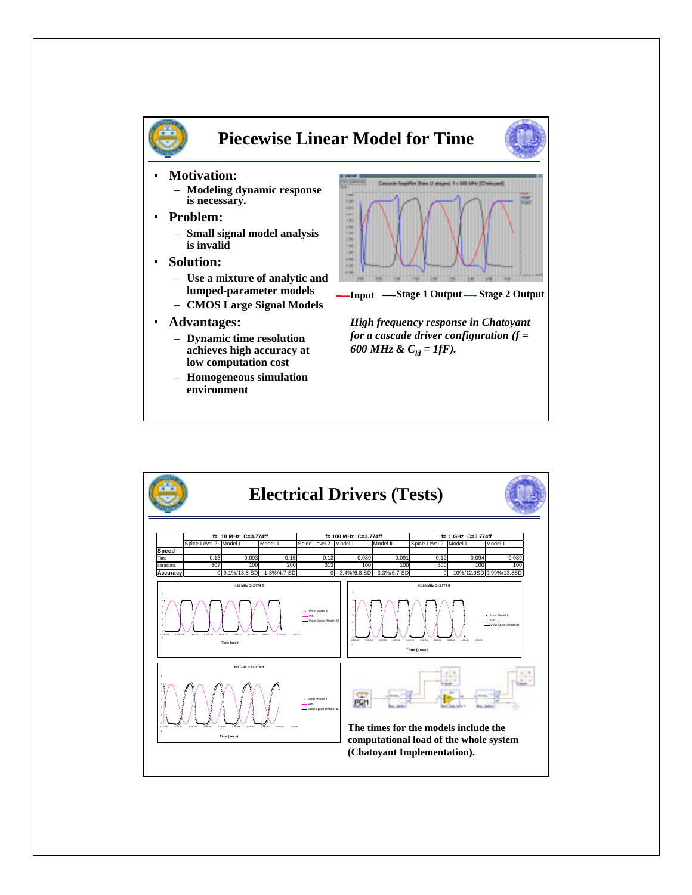# Piecewise Linear Model for Time

- **Motivation:**
  - Modeling dynamic response is necessary.
- **Problem:**
  - Small signal model analysis is invalid
- **Solution:**
  - Use a mixture of analytic and lumped-parameter models
  - CMOS Large Signal Models
- **Advantages:**
  - Dynamic time resolution achieves high accuracy at low computation cost
  - Homogeneous simulation environment

—Input —Stage 1 Output — Stage 2 Output

***High frequency response in Chatoyant for a cascade driver configuration (f = 600 MHz & $C_{ld}$ = 1fF).***

# Electrical Drivers (Tests)

| | f= 10 MHz C=3.774ff | | | f= 100 MHz C=3.774ff | | | f= 1 GHz C=3.774ff | | |
|---|---|---|---|---|---|---|---|---|---|
| | Spice Level 2 | Model I | Model II | Spice Level 2 | Model I | Model II | Spice Level 2 | Model I | Model II |
| **Speed** | | | | | | | | | |
| Time | 0.13 | 0.093 | 0.15 | 0.12 | 0.089 | 0.091 | 0.12 | 0.094 | 0.089 |
| Iterations | 307 | 100 | 200 | 313 | 100 | 100 | 300 | 100 | 100 |
| **Accuracy** | 0 | 9.1%/18.8 SD | 1.8%/4.7 SD | 0 | 3.4%/6.8 SD | 3.3%/6.7 SD | 0 | 10%/12.9SD | 9.99%/13.8SD |

**The times for the models include the computational load of the whole system (Chatoyant Implementation).**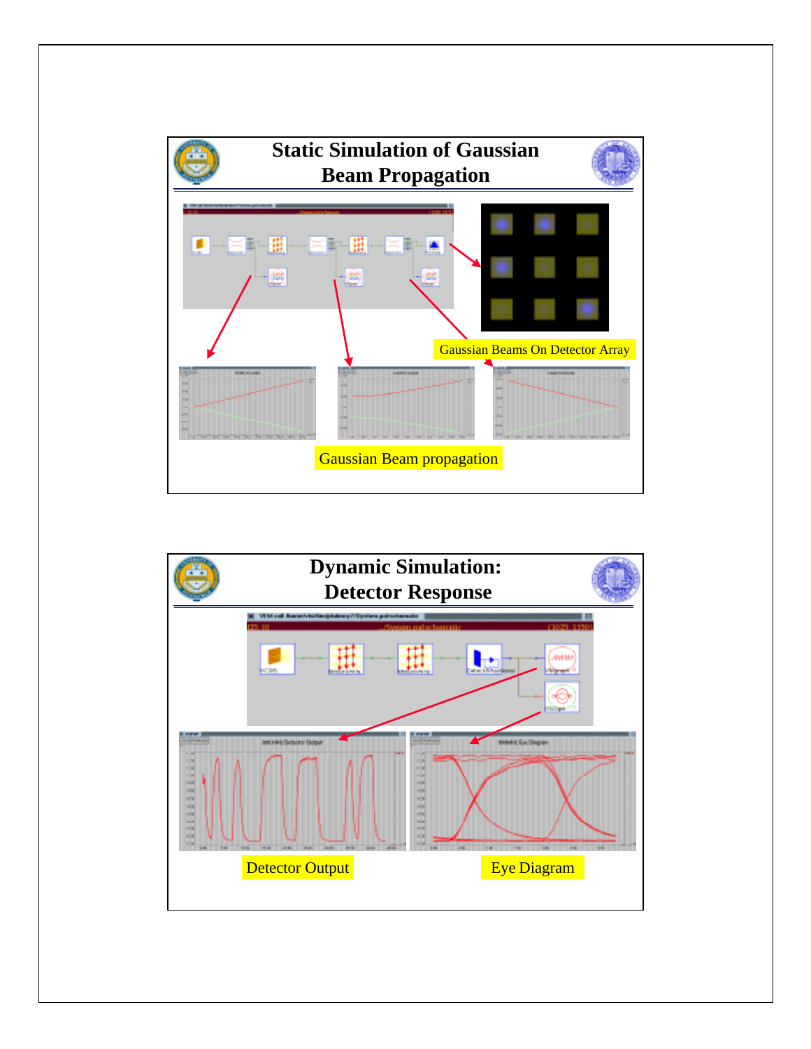## Static Simulation of Gaussian Beam Propagation

Gaussian Beams On Detector Array

Gaussian Beam propagation

## Dynamic Simulation: Detector Response

Detector Output

Eye Diagram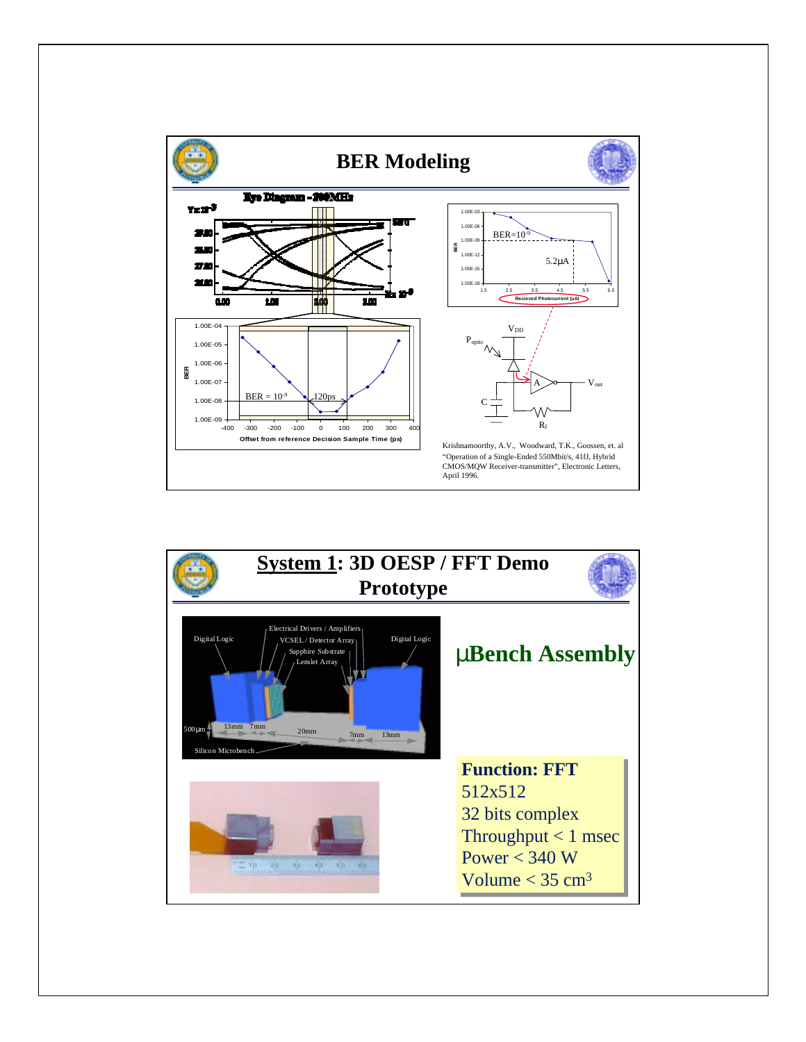## BER Modeling

Eye Diagram - 200MHz

Y x $10^{-3}$

X x $10^{-9}$

BER

BER = $10^{-9}$

120ps

Offset from reference Decision Sample Time (ps)

BER=$10^{-9}$

5.2μA

Recieved Photocurrent (uA)

$V_{DD}$

$P_{optic}$

A

$V_{out}$

C

$R_f$

Krishnamoorthy, A.V., Woodward, T.K., Goossen, et. al "Operation of a Single-Ended 550Mbit/s, 41fJ, Hybrid CMOS/MQW Receiver-transmitter", Electronic Letters, April 1996.

## System 1: 3D OESP / FFT Demo Prototype

Digital Logic

Electrical Drivers / Amplifiers

VCSEL / Detector Array

Sapphire Substrate

Lenslet Array

Digital Logic

500μm

13mm

7mm

20mm

7mm

13mm

Silicon Microbench

### μBench Assembly

**Function: FFT**

512x512

32 bits complex

Throughput < 1 msec

Power < 340 W

Volume < 35 $cm^3$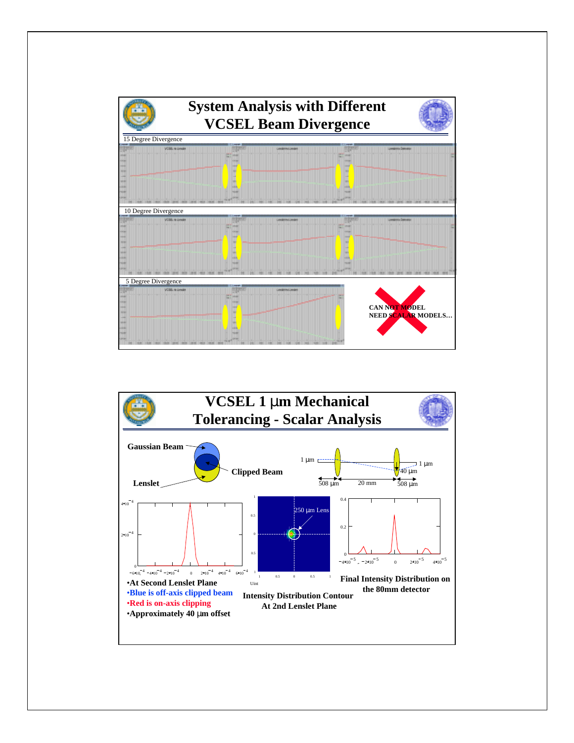# System Analysis with Different VCSEL Beam Divergence

15 Degree Divergence

10 Degree Divergence

5 Degree Divergence

CAN NOT MODEL
NEED SCALAR MODELS…

# VCSEL 1 μm Mechanical Tolerancing - Scalar Analysis

Gaussian Beam

Clipped Beam

Lenslet

1 μm

1 μm

40 μm

508 μm

20 mm

508 μm

250 μm Lens

- At Second Lenslet Plane
- Blue is off-axis clipped beam
- Red is on-axis clipping
- Approximately 40 μm offset

**Intensity Distribution Contour At 2nd Lenslet Plane**

**Final Intensity Distribution on the 80mm detector**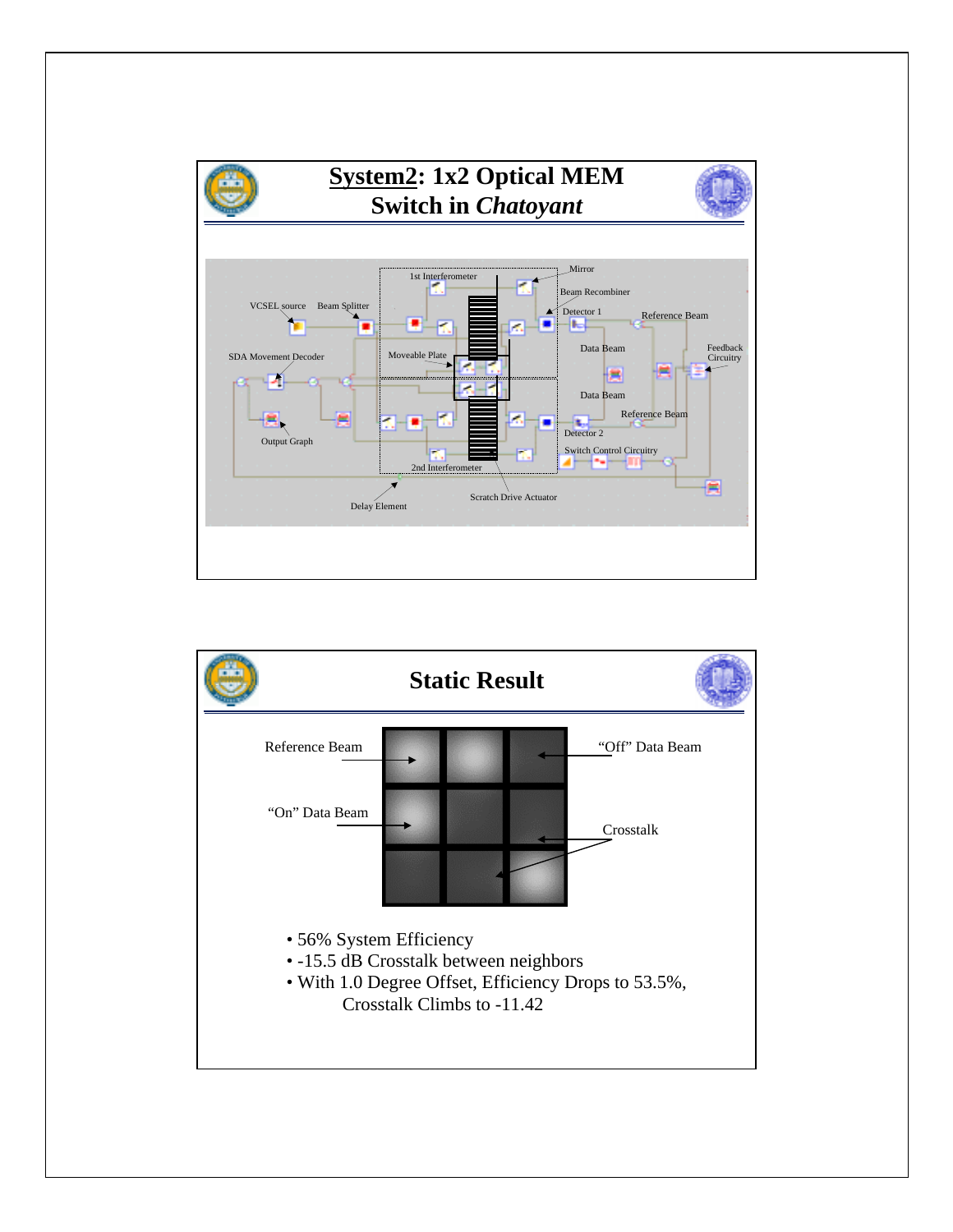## System2: 1x2 Optical MEM Switch in *Chatoyant*

1st Interferometer

Mirror

Beam Recombiner

Detector 1

Reference Beam

VCSEL source

Beam Splitter

Data Beam

Feedback Circuitry

SDA Movement Decoder

Moveable Plate

Data Beam

Reference Beam

Output Graph

Detector 2

Switch Control Circuitry

2nd Interferometer

Scratch Drive Actuator

Delay Element

## Static Result

Reference Beam

“Off” Data Beam

“On” Data Beam

Crosstalk

- 56% System Efficiency
- -15.5 dB Crosstalk between neighbors
- With 1.0 Degree Offset, Efficiency Drops to 53.5%, Crosstalk Climbs to -11.42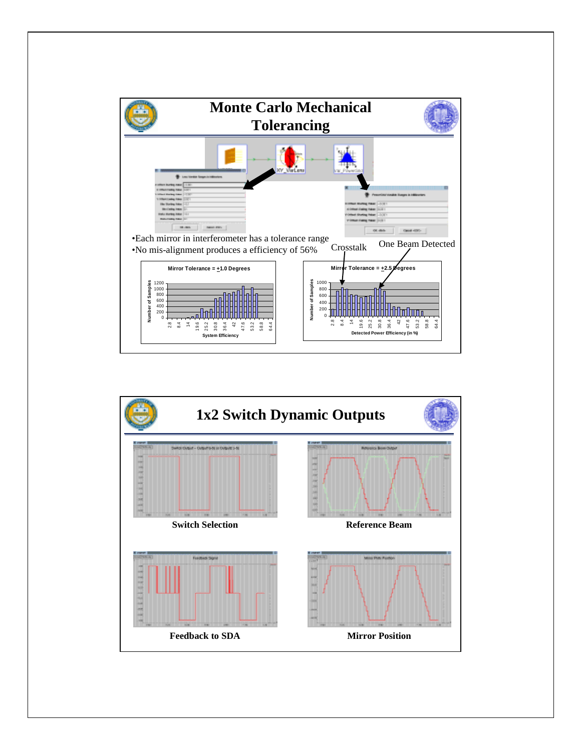## Monte Carlo Mechanical Tolerancing

- Each mirror in interferometer has a tolerance range
- No mis-alignment produces a efficiency of 56%

Crosstalk

One Beam Detected

Mirror Tolerance = ±1.0 Degrees

Mirror Tolerance = ±2.5 Degrees

## 1x2 Switch Dynamic Outputs

**Switch Selection**

**Reference Beam**

**Feedback to SDA**

**Mirror Position**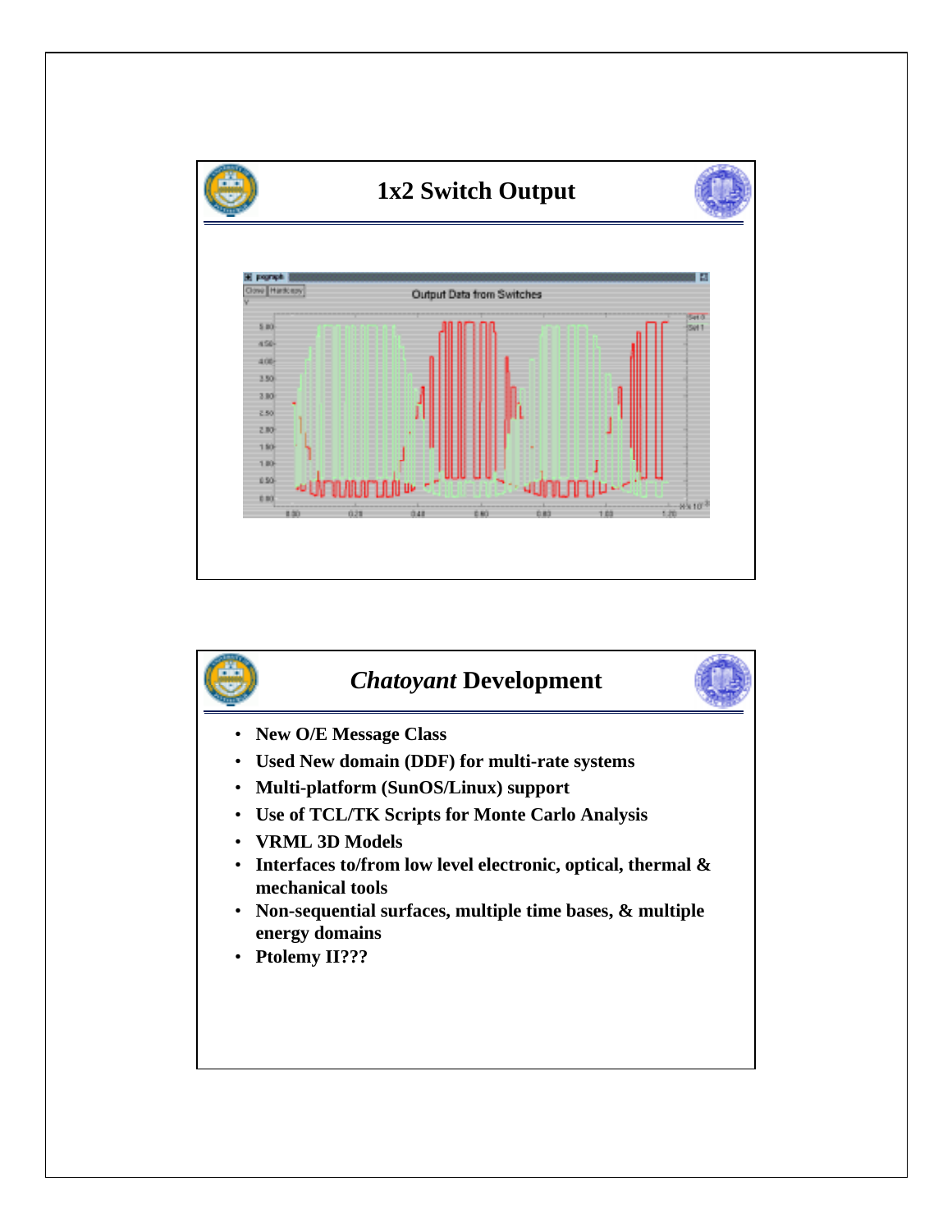## 1x2 Switch Output

pxgraph

Close Hardcopy

Output Data from Switches

Set 0
Set 1

5.00
4.50
4.00
3.50
3.00
2.50
2.00
1.50
1.00
0.50
0.00

0.00 0.20 0.40 0.60 0.80 1.00 1.20

X x 10^-3

## *Chatoyant* Development

- **New O/E Message Class**
- **Used New domain (DDF) for multi-rate systems**
- **Multi-platform (SunOS/Linux) support**
- **Use of TCL/TK Scripts for Monte Carlo Analysis**
- **VRML 3D Models**
- **Interfaces to/from low level electronic, optical, thermal & mechanical tools**
- **Non-sequential surfaces, multiple time bases, & multiple energy domains**
- **Ptolemy II???**